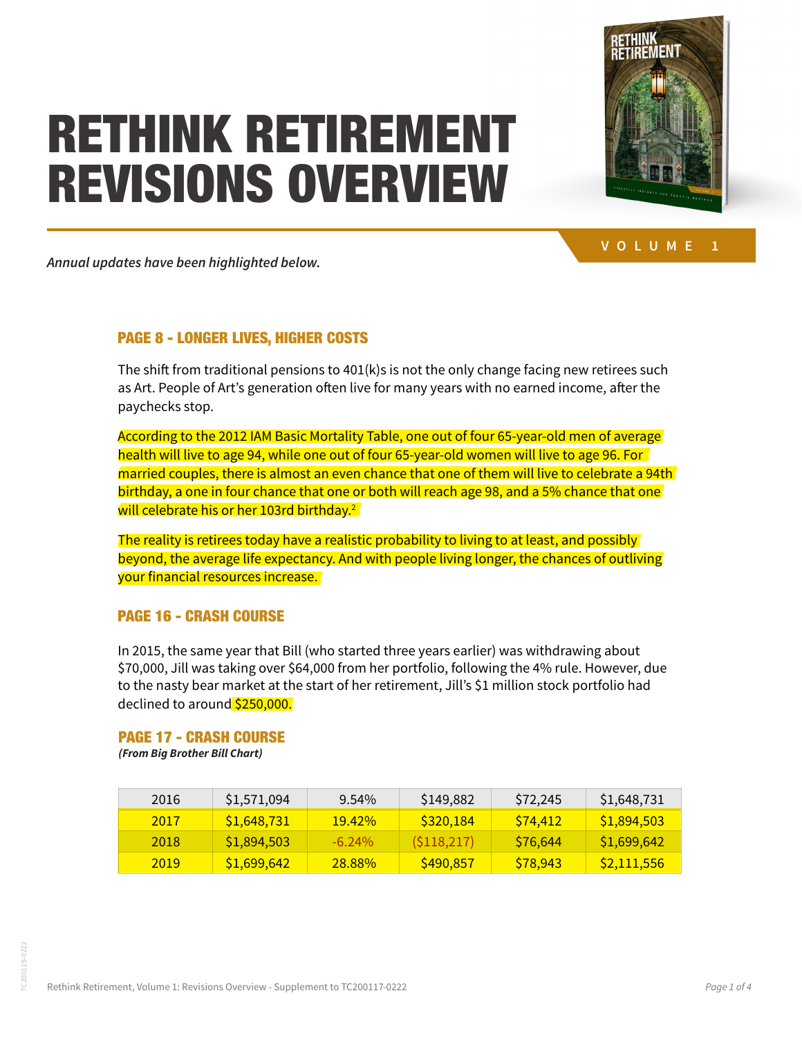# RETHINK RETIREMENT REVISIONS OVERVIEW

VOLUME 1

*Annual updates have been highlighted below.*

### PAGE 8 - LONGER LIVES, HIGHER COSTS

The shift from traditional pensions to 401(k)s is not the only change facing new retirees such as Art. People of Art's generation often live for many years with no earned income, after the paychecks stop.

According to the 2012 IAM Basic Mortality Table, one out of four 65-year-old men of average health will live to age 94, while one out of four 65-year-old women will live to age 96. For married couples, there is almost an even chance that one of them will live to celebrate a 94th birthday, a one in four chance that one or both will reach age 98, and a 5% chance that one will celebrate his or her 103rd birthday.[2]

The reality is retirees today have a realistic probability to living to at least, and possibly beyond, the average life expectancy. And with people living longer, the chances of outliving your financial resources increase.

### PAGE 16 - CRASH COURSE

In 2015, the same year that Bill (who started three years earlier) was withdrawing about $70,000, Jill was taking over $64,000 from her portfolio, following the 4% rule. However, due to the nasty bear market at the start of her retirement, Jill's $1 million stock portfolio had declined to around $250,000.

### PAGE 17 - CRASH COURSE

***(From Big Brother Bill Chart)***

| | | | | | |
|---|---|---|---|---|---|
| 2016 | $1,571,094 | 9.54% | $149,882 | $72,245 | $1,648,731 |
| 2017 | $1,648,731 | 19.42% | $320,184 | $74,412 | $1,894,503 |
| 2018 | $1,894,503 | -6.24% | ($118,217) | $76,644 | $1,699,642 |
| 2019 | $1,699,642 | 28.88% | $490,857 | $78,943 | $2,111,556 |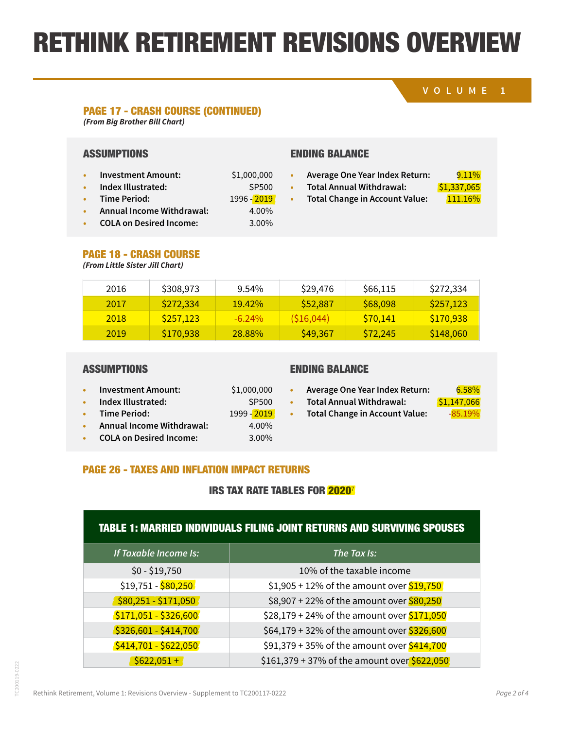# RETHINK RETIREMENT REVISIONS OVERVIEW

VOLUME 1

## PAGE 17 - CRASH COURSE (CONTINUED)

*(From Big Brother Bill Chart)*

### ASSUMPTIONS

- **Investment Amount:** $1,000,000
- **Index Illustrated:** SP500
- **Time Period:** 1996 - 2019
- **Annual Income Withdrawal:** 4.00%
- **COLA on Desired Income:** 3.00%

### ENDING BALANCE

- **Average One Year Index Return:** 9.11%
- **Total Annual Withdrawal:** $1,337,065
- **Total Change in Account Value:** 111.16%

## PAGE 18 - CRASH COURSE

*(From Little Sister Jill Chart)*

| | | | | | |
|---|---|---|---|---|---|
| 2016 | $308,973 | 9.54% | $29,476 | $66,115 | $272,334 |
| 2017 | $272,334 | 19.42% | $52,887 | $68,098 | $257,123 |
| 2018 | $257,123 | -6.24% | ($16,044) | $70,141 | $170,938 |
| 2019 | $170,938 | 28.88% | $49,367 | $72,245 | $148,060 |

### ASSUMPTIONS

- **Investment Amount:** $1,000,000
- **Index Illustrated:** SP500
- **Time Period:** 1999 - 2019
- **Annual Income Withdrawal:** 4.00%
- **COLA on Desired Income:** 3.00%

### ENDING BALANCE

- **Average One Year Index Return:** 6.58%
- **Total Annual Withdrawal:** $1,147,066
- **Total Change in Account Value:** -85.19%

## PAGE 26 - TAXES AND INFLATION IMPACT RETURNS

### IRS TAX RATE TABLES FOR 2020[7]

**TABLE 1: MARRIED INDIVIDUALS FILING JOINT RETURNS AND SURVIVING SPOUSES**

| *If Taxable Income Is:* | *The Tax Is:* |
|---|---|
| $0 - $19,750 | 10% of the taxable income |
| $19,751 - $80,250 | $1,905 + 12% of the amount over $19,750 |
| $80,251 - $171,050 | $8,907 + 22% of the amount over $80,250 |
| $171,051 - $326,600 | $28,179 + 24% of the amount over $171,050 |
| $326,601 - $414,700 | $64,179 + 32% of the amount over $326,600 |
| $414,701 - $622,050 | $91,379 + 35% of the amount over $414,700 |
| $622,051 + | $161,379 + 37% of the amount over $622,050 |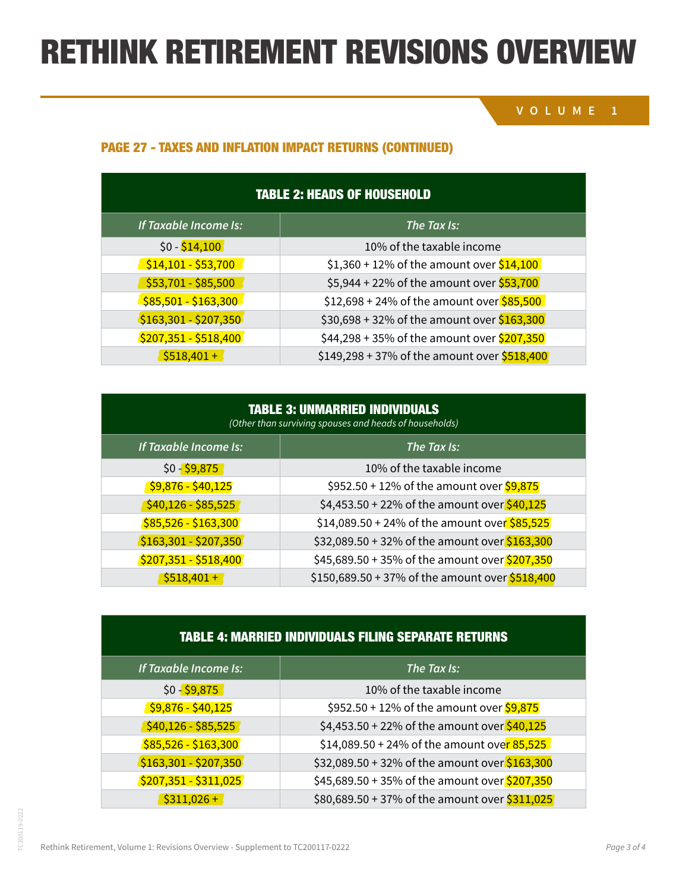# RETHINK RETIREMENT REVISIONS OVERVIEW

VOLUME 1

### PAGE 27 - TAXES AND INFLATION IMPACT RETURNS (CONTINUED)

**TABLE 2: HEADS OF HOUSEHOLD**

| *If Taxable Income Is:* | *The Tax Is:* |
|---|---|
| $0 - $14,100 | 10% of the taxable income |
| $14,101 - $53,700 | $1,360 + 12% of the amount over $14,100 |
| $53,701 - $85,500 | $5,944 + 22% of the amount over $53,700 |
| $85,501 - $163,300 | $12,698 + 24% of the amount over $85,500 |
| $163,301 - $207,350 | $30,698 + 32% of the amount over $163,300 |
| $207,351 - $518,400 | $44,298 + 35% of the amount over $207,350 |
| $518,401 + | $149,298 + 37% of the amount over $518,400 |

**TABLE 3: UNMARRIED INDIVIDUALS**
*(Other than surviving spouses and heads of households)*

| *If Taxable Income Is:* | *The Tax Is:* |
|---|---|
| $0 - $9,875 | 10% of the taxable income |
| $9,876 - $40,125 | $952.50 + 12% of the amount over $9,875 |
| $40,126 - $85,525 | $4,453.50 + 22% of the amount over $40,125 |
| $85,526 - $163,300 | $14,089.50 + 24% of the amount over $85,525 |
| $163,301 - $207,350 | $32,089.50 + 32% of the amount over $163,300 |
| $207,351 - $518,400 | $45,689.50 + 35% of the amount over $207,350 |
| $518,401 + | $150,689.50 + 37% of the amount over $518,400 |

**TABLE 4: MARRIED INDIVIDUALS FILING SEPARATE RETURNS**

| *If Taxable Income Is:* | *The Tax Is:* |
|---|---|
| $0 - $9,875 | 10% of the taxable income |
| $9,876 - $40,125 | $952.50 + 12% of the amount over $9,875 |
| $40,126 - $85,525 | $4,453.50 + 22% of the amount over $40,125 |
| $85,526 - $163,300 | $14,089.50 + 24% of the amount over 85,525 |
| $163,301 - $207,350 | $32,089.50 + 32% of the amount over $163,300 |
| $207,351 - $311,025 | $45,689.50 + 35% of the amount over $207,350 |
| $311,026 + | $80,689.50 + 37% of the amount over $311,025 |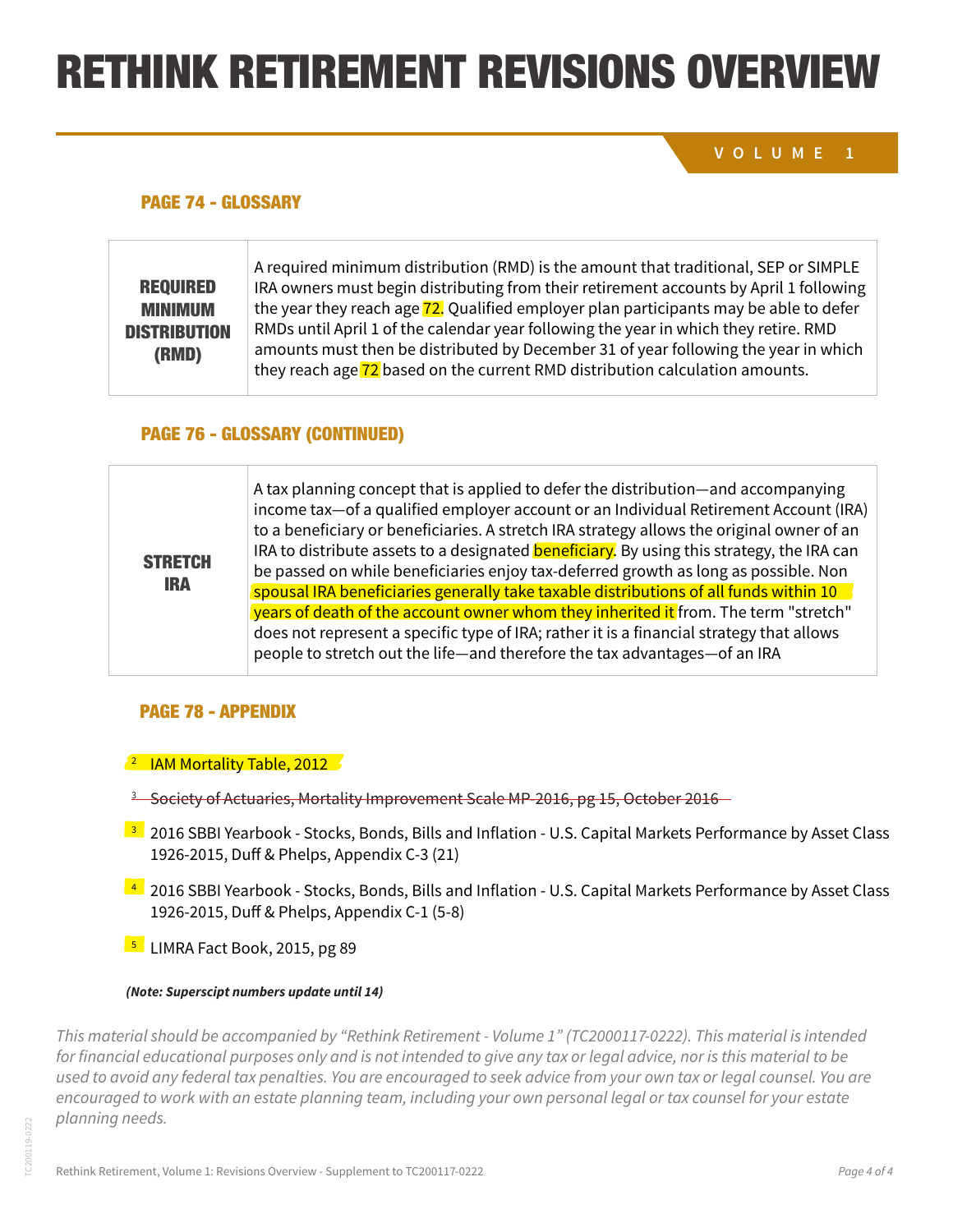# RETHINK RETIREMENT REVISIONS OVERVIEW

**VOLUME 1**

## PAGE 74 - GLOSSARY

| | |
|---|---|
| **REQUIRED MINIMUM DISTRIBUTION (RMD)** | A required minimum distribution (RMD) is the amount that traditional, SEP or SIMPLE IRA owners must begin distributing from their retirement accounts by April 1 following the year they reach age 72. Qualified employer plan participants may be able to defer RMDs until April 1 of the calendar year following the year in which they retire. RMD amounts must then be distributed by December 31 of year following the year in which they reach age 72 based on the current RMD distribution calculation amounts. |

## PAGE 76 - GLOSSARY (CONTINUED)

| | |
|---|---|
| **STRETCH IRA** | A tax planning concept that is applied to defer the distribution—and accompanying income tax—of a qualified employer account or an Individual Retirement Account (IRA) to a beneficiary or beneficiaries. A stretch IRA strategy allows the original owner of an IRA to distribute assets to a designated beneficiary. By using this strategy, the IRA can be passed on while beneficiaries enjoy tax-deferred growth as long as possible. Non spousal IRA beneficiaries generally take taxable distributions of all funds within 10 years of death of the account owner whom they inherited it from. The term "stretch" does not represent a specific type of IRA; rather it is a financial strategy that allows people to stretch out the life—and therefore the tax advantages—of an IRA |

## PAGE 78 - APPENDIX

[2] IAM Mortality Table, 2012

~~[3] Society of Actuaries, Mortality Improvement Scale MP-2016, pg 15, October 2016~~

[3] 2016 SBBI Yearbook - Stocks, Bonds, Bills and Inflation - U.S. Capital Markets Performance by Asset Class 1926-2015, Duff & Phelps, Appendix C-3 (21)

[4] 2016 SBBI Yearbook - Stocks, Bonds, Bills and Inflation - U.S. Capital Markets Performance by Asset Class 1926-2015, Duff & Phelps, Appendix C-1 (5-8)

[5] LIMRA Fact Book, 2015, pg 89

***(Note: Superscipt numbers update until 14)***

*This material should be accompanied by "Rethink Retirement - Volume 1" (TC2000117-0222). This material is intended for financial educational purposes only and is not intended to give any tax or legal advice, nor is this material to be used to avoid any federal tax penalties. You are encouraged to seek advice from your own tax or legal counsel. You are encouraged to work with an estate planning team, including your own personal legal or tax counsel for your estate planning needs.*

TC200119-0222